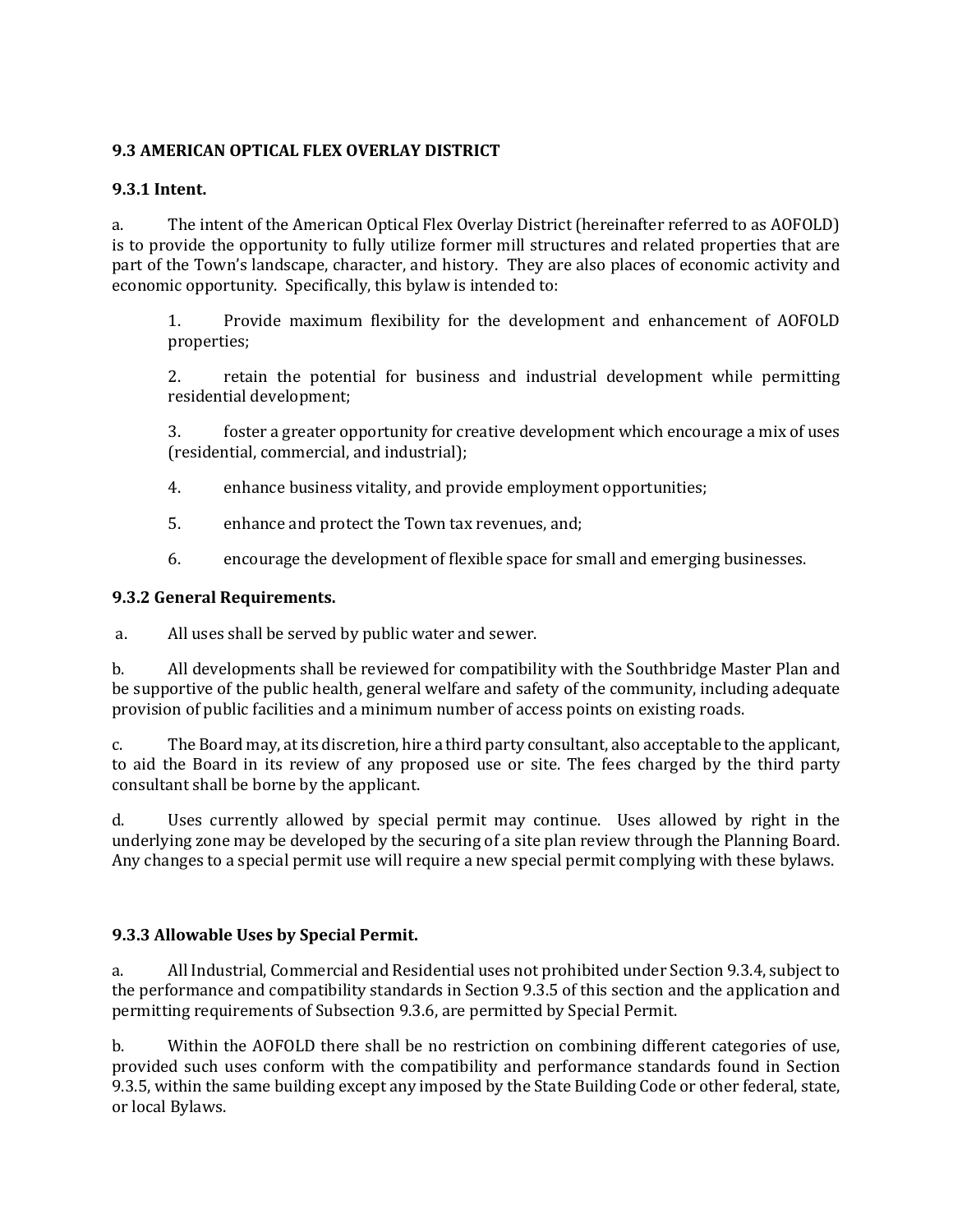## 9.3 AMERICAN OPTICAL FLEX OVERLAY DISTRICT

### 9.3.1 Intent.

a. The intent of the American Optical Flex Overlay District (hereinafter referred to as AOFOLD) is to provide the opportunity to fully utilize former mill structures and related properties that are part of the Town's landscape, character, and history. They are also places of economic activity and economic opportunity. Specifically, this bylaw is intended to:

1. Provide maximum flexibility for the development and enhancement of AOFOLD properties;

2. retain the potential for business and industrial development while permitting residential development;

3. foster a greater opportunity for creative development which encourage a mix of uses (residential, commercial, and industrial);

4. enhance business vitality, and provide employment opportunities;

5. enhance and protect the Town tax revenues, and;

6. encourage the development of flexible space for small and emerging businesses.

### 9.3.2 General Requirements.

a. All uses shall be served by public water and sewer.

b. All developments shall be reviewed for compatibility with the Southbridge Master Plan and be supportive of the public health, general welfare and safety of the community, including adequate provision of public facilities and a minimum number of access points on existing roads.

c. The Board may, at its discretion, hire a third party consultant, also acceptable to the applicant, to aid the Board in its review of any proposed use or site. The fees charged by the third party consultant shall be borne by the applicant.

d. Uses currently allowed by special permit may continue. Uses allowed by right in the underlying zone may be developed by the securing of a site plan review through the Planning Board. Any changes to a special permit use will require a new special permit complying with these bylaws.

### 9.3.3 Allowable Uses by Special Permit.

a. All Industrial, Commercial and Residential uses not prohibited under Section 9.3.4, subject to the performance and compatibility standards in Section 9.3.5 of this section and the application and permitting requirements of Subsection 9.3.6, are permitted by Special Permit.

b. Within the AOFOLD there shall be no restriction on combining different categories of use, provided such uses conform with the compatibility and performance standards found in Section 9.3.5, within the same building except any imposed by the State Building Code or other federal, state, or local Bylaws.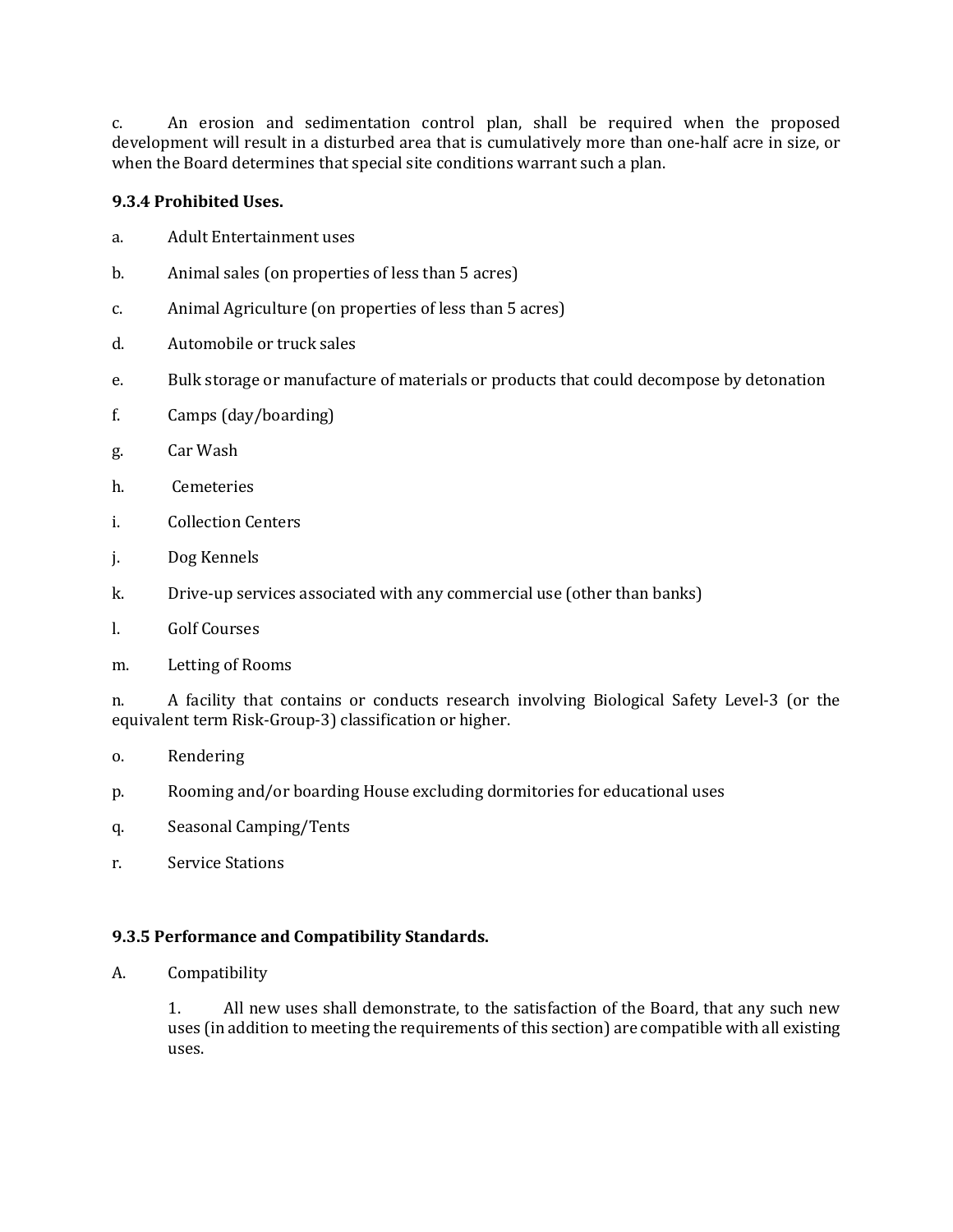c. An erosion and sedimentation control plan, shall be required when the proposed development will result in a disturbed area that is cumulatively more than one-half acre in size, or when the Board determines that special site conditions warrant such a plan.

**9.3.4 Prohibited Uses.**

a. Adult Entertainment uses

b. Animal sales (on properties of less than 5 acres)

c. Animal Agriculture (on properties of less than 5 acres)

d. Automobile or truck sales

e. Bulk storage or manufacture of materials or products that could decompose by detonation

f. Camps (day/boarding)

g. Car Wash

h. Cemeteries

i. Collection Centers

j. Dog Kennels

k. Drive-up services associated with any commercial use (other than banks)

l. Golf Courses

m. Letting of Rooms

n. A facility that contains or conducts research involving Biological Safety Level-3 (or the equivalent term Risk-Group-3) classification or higher.

o. Rendering

p. Rooming and/or boarding House excluding dormitories for educational uses

q. Seasonal Camping/Tents

r. Service Stations

**9.3.5 Performance and Compatibility Standards.**

A. Compatibility

1. All new uses shall demonstrate, to the satisfaction of the Board, that any such new uses (in addition to meeting the requirements of this section) are compatible with all existing uses.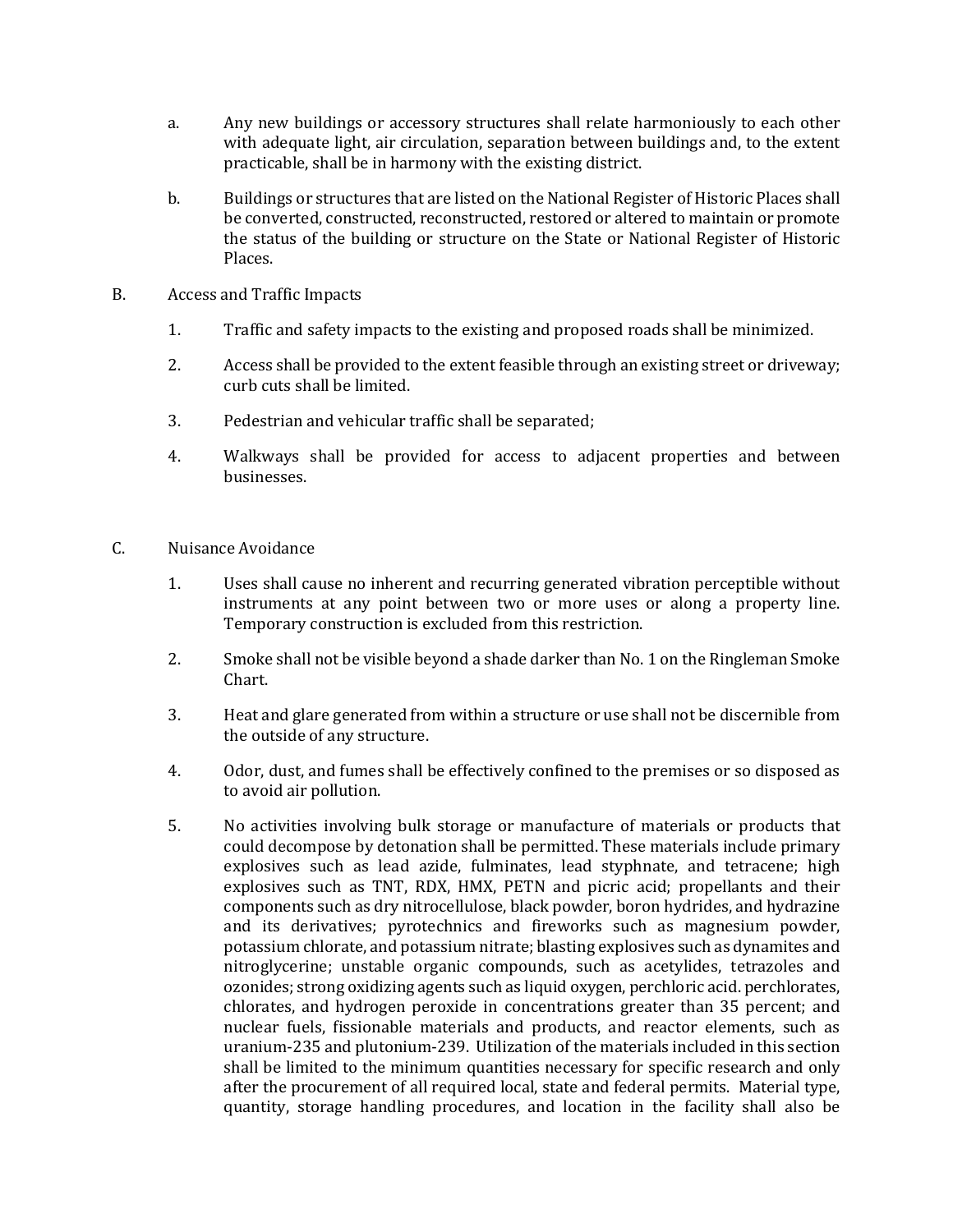a. Any new buildings or accessory structures shall relate harmoniously to each other with adequate light, air circulation, separation between buildings and, to the extent practicable, shall be in harmony with the existing district.

b. Buildings or structures that are listed on the National Register of Historic Places shall be converted, constructed, reconstructed, restored or altered to maintain or promote the status of the building or structure on the State or National Register of Historic Places.

B. Access and Traffic Impacts

1. Traffic and safety impacts to the existing and proposed roads shall be minimized.

2. Access shall be provided to the extent feasible through an existing street or driveway; curb cuts shall be limited.

3. Pedestrian and vehicular traffic shall be separated;

4. Walkways shall be provided for access to adjacent properties and between businesses.

C. Nuisance Avoidance

1. Uses shall cause no inherent and recurring generated vibration perceptible without instruments at any point between two or more uses or along a property line. Temporary construction is excluded from this restriction.

2. Smoke shall not be visible beyond a shade darker than No. 1 on the Ringleman Smoke Chart.

3. Heat and glare generated from within a structure or use shall not be discernible from the outside of any structure.

4. Odor, dust, and fumes shall be effectively confined to the premises or so disposed as to avoid air pollution.

5. No activities involving bulk storage or manufacture of materials or products that could decompose by detonation shall be permitted. These materials include primary explosives such as lead azide, fulminates, lead styphnate, and tetracene; high explosives such as TNT, RDX, HMX, PETN and picric acid; propellants and their components such as dry nitrocellulose, black powder, boron hydrides, and hydrazine and its derivatives; pyrotechnics and fireworks such as magnesium powder, potassium chlorate, and potassium nitrate; blasting explosives such as dynamites and nitroglycerine; unstable organic compounds, such as acetylides, tetrazoles and ozonides; strong oxidizing agents such as liquid oxygen, perchloric acid. perchlorates, chlorates, and hydrogen peroxide in concentrations greater than 35 percent; and nuclear fuels, fissionable materials and products, and reactor elements, such as uranium-235 and plutonium-239. Utilization of the materials included in this section shall be limited to the minimum quantities necessary for specific research and only after the procurement of all required local, state and federal permits. Material type, quantity, storage handling procedures, and location in the facility shall also be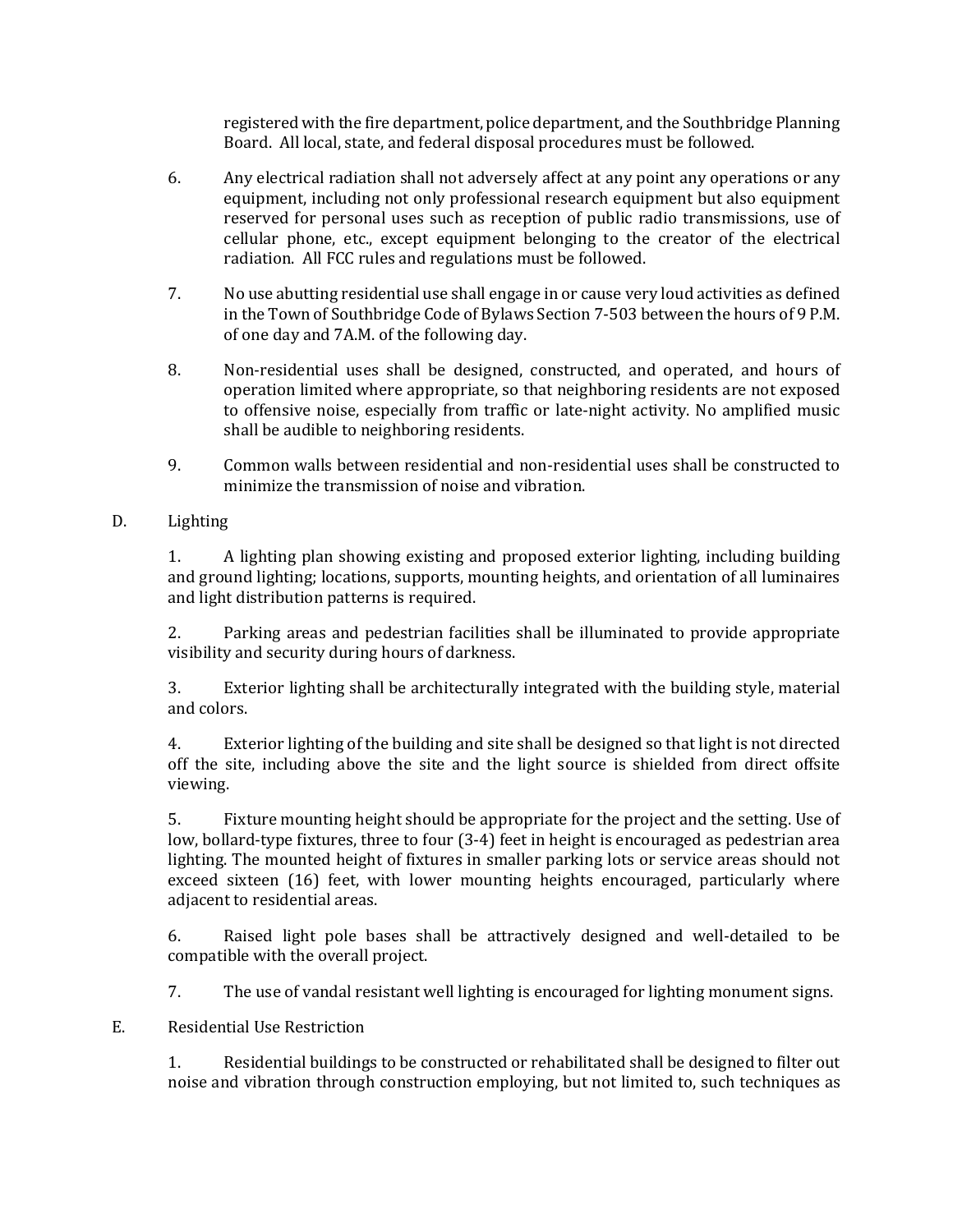registered with the fire department, police department, and the Southbridge Planning Board. All local, state, and federal disposal procedures must be followed.

6. Any electrical radiation shall not adversely affect at any point any operations or any equipment, including not only professional research equipment but also equipment reserved for personal uses such as reception of public radio transmissions, use of cellular phone, etc., except equipment belonging to the creator of the electrical radiation. All FCC rules and regulations must be followed.

7. No use abutting residential use shall engage in or cause very loud activities as defined in the Town of Southbridge Code of Bylaws Section 7-503 between the hours of 9 P.M. of one day and 7A.M. of the following day.

8. Non-residential uses shall be designed, constructed, and operated, and hours of operation limited where appropriate, so that neighboring residents are not exposed to offensive noise, especially from traffic or late-night activity. No amplified music shall be audible to neighboring residents.

9. Common walls between residential and non-residential uses shall be constructed to minimize the transmission of noise and vibration.

D. Lighting

1. A lighting plan showing existing and proposed exterior lighting, including building and ground lighting; locations, supports, mounting heights, and orientation of all luminaires and light distribution patterns is required.

2. Parking areas and pedestrian facilities shall be illuminated to provide appropriate visibility and security during hours of darkness.

3. Exterior lighting shall be architecturally integrated with the building style, material and colors.

4. Exterior lighting of the building and site shall be designed so that light is not directed off the site, including above the site and the light source is shielded from direct offsite viewing.

5. Fixture mounting height should be appropriate for the project and the setting. Use of low, bollard-type fixtures, three to four (3-4) feet in height is encouraged as pedestrian area lighting. The mounted height of fixtures in smaller parking lots or service areas should not exceed sixteen (16) feet, with lower mounting heights encouraged, particularly where adjacent to residential areas.

6. Raised light pole bases shall be attractively designed and well-detailed to be compatible with the overall project.

7. The use of vandal resistant well lighting is encouraged for lighting monument signs.

E. Residential Use Restriction

1. Residential buildings to be constructed or rehabilitated shall be designed to filter out noise and vibration through construction employing, but not limited to, such techniques as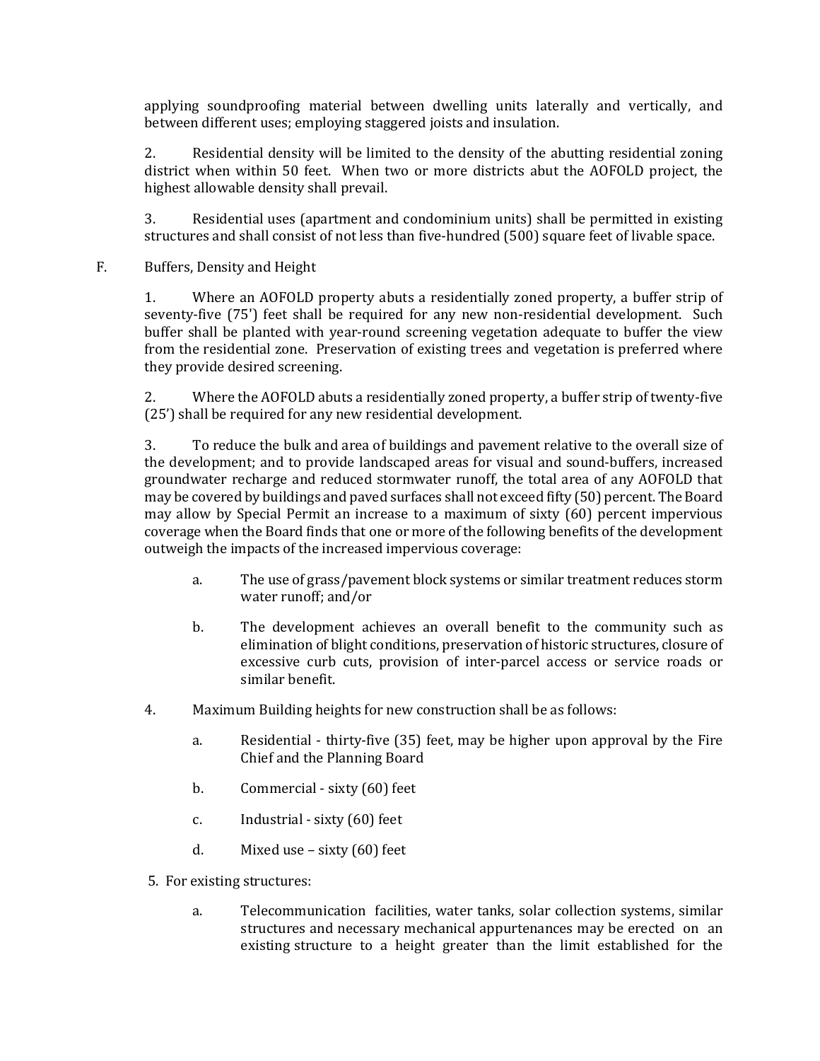applying soundproofing material between dwelling units laterally and vertically, and between different uses; employing staggered joists and insulation.

2. Residential density will be limited to the density of the abutting residential zoning district when within 50 feet. When two or more districts abut the AOFOLD project, the highest allowable density shall prevail.

3. Residential uses (apartment and condominium units) shall be permitted in existing structures and shall consist of not less than five-hundred (500) square feet of livable space.

F. Buffers, Density and Height

1. Where an AOFOLD property abuts a residentially zoned property, a buffer strip of seventy-five (75') feet shall be required for any new non-residential development. Such buffer shall be planted with year-round screening vegetation adequate to buffer the view from the residential zone. Preservation of existing trees and vegetation is preferred where they provide desired screening.

2. Where the AOFOLD abuts a residentially zoned property, a buffer strip of twenty-five (25') shall be required for any new residential development.

3. To reduce the bulk and area of buildings and pavement relative to the overall size of the development; and to provide landscaped areas for visual and sound-buffers, increased groundwater recharge and reduced stormwater runoff, the total area of any AOFOLD that may be covered by buildings and paved surfaces shall not exceed fifty (50) percent. The Board may allow by Special Permit an increase to a maximum of sixty (60) percent impervious coverage when the Board finds that one or more of the following benefits of the development outweigh the impacts of the increased impervious coverage:

a. The use of grass/pavement block systems or similar treatment reduces storm water runoff; and/or

b. The development achieves an overall benefit to the community such as elimination of blight conditions, preservation of historic structures, closure of excessive curb cuts, provision of inter-parcel access or service roads or similar benefit.

4. Maximum Building heights for new construction shall be as follows:

a. Residential - thirty-five (35) feet, may be higher upon approval by the Fire Chief and the Planning Board

b. Commercial - sixty (60) feet

c. Industrial - sixty (60) feet

d. Mixed use – sixty (60) feet

5. For existing structures:

a. Telecommunication facilities, water tanks, solar collection systems, similar structures and necessary mechanical appurtenances may be erected on an existing structure to a height greater than the limit established for the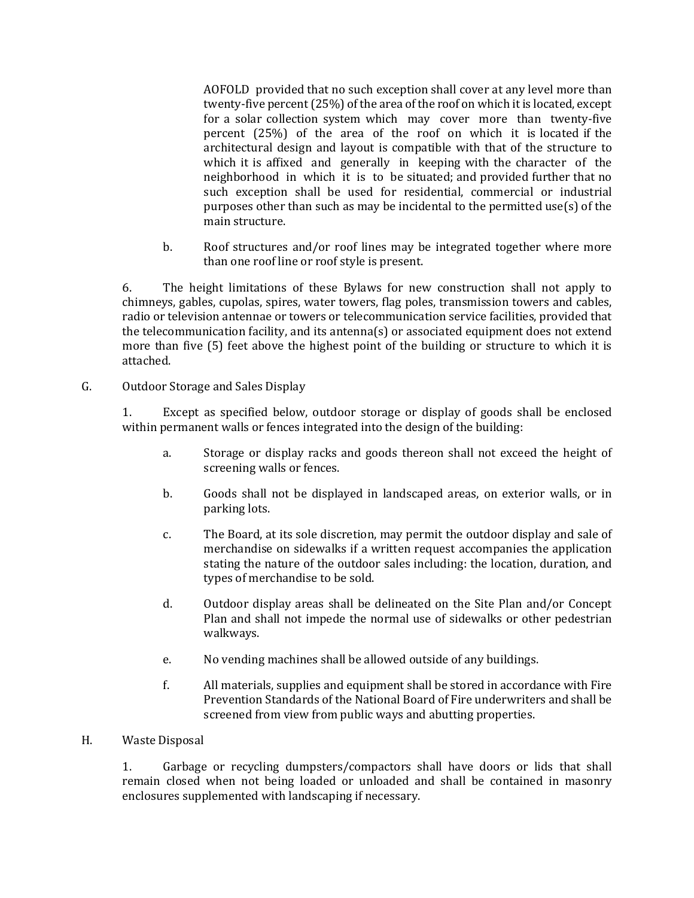AOFOLD provided that no such exception shall cover at any level more than twenty-five percent (25%) of the area of the roof on which it is located, except for a solar collection system which may cover more than twenty-five percent (25%) of the area of the roof on which it is located if the architectural design and layout is compatible with that of the structure to which it is affixed and generally in keeping with the character of the neighborhood in which it is to be situated; and provided further that no such exception shall be used for residential, commercial or industrial purposes other than such as may be incidental to the permitted use(s) of the main structure.

b. Roof structures and/or roof lines may be integrated together where more than one roof line or roof style is present.

6. The height limitations of these Bylaws for new construction shall not apply to chimneys, gables, cupolas, spires, water towers, flag poles, transmission towers and cables, radio or television antennae or towers or telecommunication service facilities, provided that the telecommunication facility, and its antenna(s) or associated equipment does not extend more than five (5) feet above the highest point of the building or structure to which it is attached.

G. Outdoor Storage and Sales Display

1. Except as specified below, outdoor storage or display of goods shall be enclosed within permanent walls or fences integrated into the design of the building:

a. Storage or display racks and goods thereon shall not exceed the height of screening walls or fences.

b. Goods shall not be displayed in landscaped areas, on exterior walls, or in parking lots.

c. The Board, at its sole discretion, may permit the outdoor display and sale of merchandise on sidewalks if a written request accompanies the application stating the nature of the outdoor sales including: the location, duration, and types of merchandise to be sold.

d. Outdoor display areas shall be delineated on the Site Plan and/or Concept Plan and shall not impede the normal use of sidewalks or other pedestrian walkways.

e. No vending machines shall be allowed outside of any buildings.

f. All materials, supplies and equipment shall be stored in accordance with Fire Prevention Standards of the National Board of Fire underwriters and shall be screened from view from public ways and abutting properties.

H. Waste Disposal

1. Garbage or recycling dumpsters/compactors shall have doors or lids that shall remain closed when not being loaded or unloaded and shall be contained in masonry enclosures supplemented with landscaping if necessary.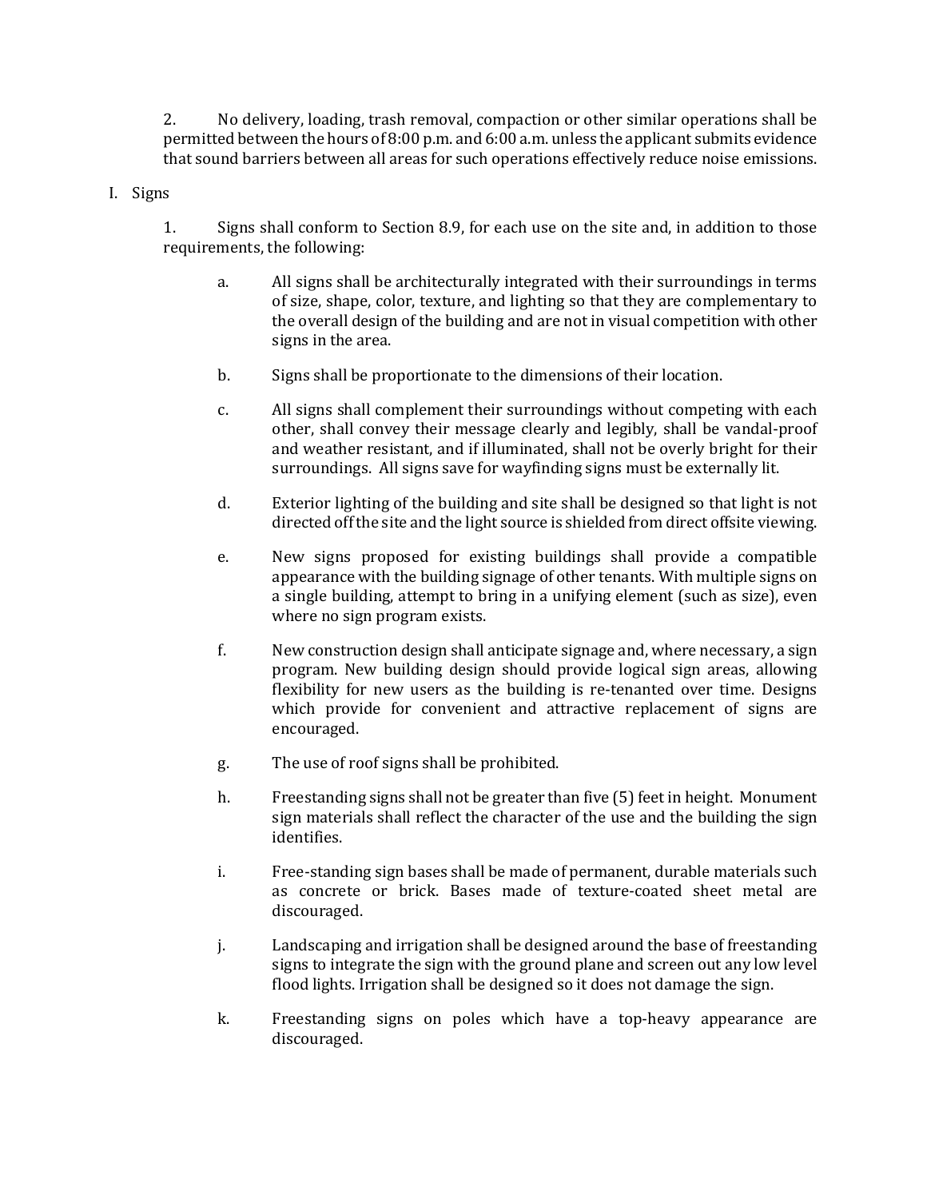2. No delivery, loading, trash removal, compaction or other similar operations shall be permitted between the hours of 8:00 p.m. and 6:00 a.m. unless the applicant submits evidence that sound barriers between all areas for such operations effectively reduce noise emissions.

I. Signs

1. Signs shall conform to Section 8.9, for each use on the site and, in addition to those requirements, the following:

   a. All signs shall be architecturally integrated with their surroundings in terms of size, shape, color, texture, and lighting so that they are complementary to the overall design of the building and are not in visual competition with other signs in the area.

   b. Signs shall be proportionate to the dimensions of their location.

   c. All signs shall complement their surroundings without competing with each other, shall convey their message clearly and legibly, shall be vandal-proof and weather resistant, and if illuminated, shall not be overly bright for their surroundings. All signs save for wayfinding signs must be externally lit.

   d. Exterior lighting of the building and site shall be designed so that light is not directed off the site and the light source is shielded from direct offsite viewing.

   e. New signs proposed for existing buildings shall provide a compatible appearance with the building signage of other tenants. With multiple signs on a single building, attempt to bring in a unifying element (such as size), even where no sign program exists.

   f. New construction design shall anticipate signage and, where necessary, a sign program. New building design should provide logical sign areas, allowing flexibility for new users as the building is re-tenanted over time. Designs which provide for convenient and attractive replacement of signs are encouraged.

   g. The use of roof signs shall be prohibited.

   h. Freestanding signs shall not be greater than five (5) feet in height. Monument sign materials shall reflect the character of the use and the building the sign identifies.

   i. Free-standing sign bases shall be made of permanent, durable materials such as concrete or brick. Bases made of texture-coated sheet metal are discouraged.

   j. Landscaping and irrigation shall be designed around the base of freestanding signs to integrate the sign with the ground plane and screen out any low level flood lights. Irrigation shall be designed so it does not damage the sign.

   k. Freestanding signs on poles which have a top-heavy appearance are discouraged.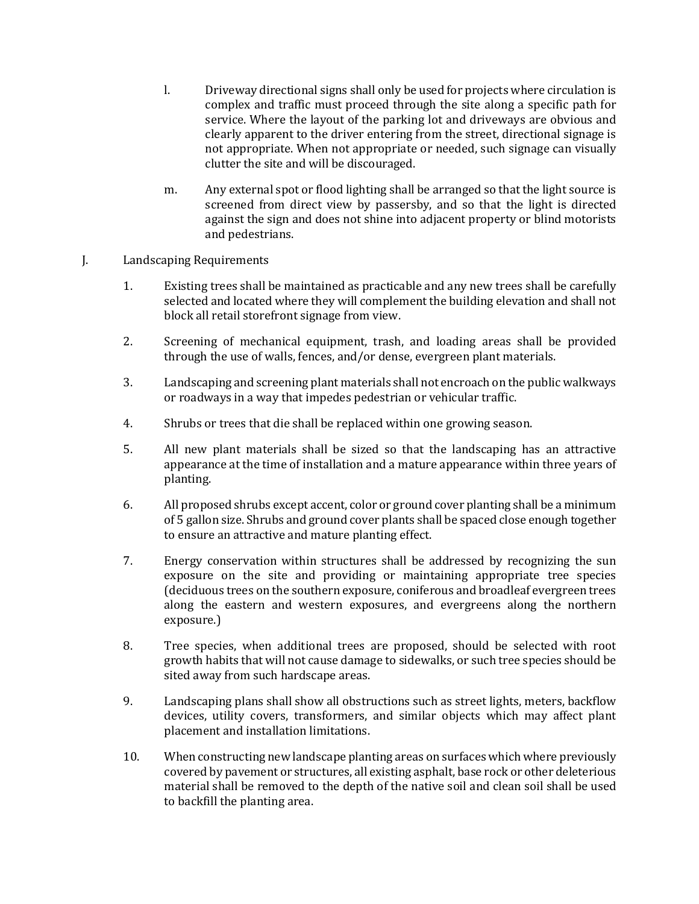l. Driveway directional signs shall only be used for projects where circulation is complex and traffic must proceed through the site along a specific path for service. Where the layout of the parking lot and driveways are obvious and clearly apparent to the driver entering from the street, directional signage is not appropriate. When not appropriate or needed, such signage can visually clutter the site and will be discouraged.

m. Any external spot or flood lighting shall be arranged so that the light source is screened from direct view by passersby, and so that the light is directed against the sign and does not shine into adjacent property or blind motorists and pedestrians.

J. Landscaping Requirements

1. Existing trees shall be maintained as practicable and any new trees shall be carefully selected and located where they will complement the building elevation and shall not block all retail storefront signage from view.

2. Screening of mechanical equipment, trash, and loading areas shall be provided through the use of walls, fences, and/or dense, evergreen plant materials.

3. Landscaping and screening plant materials shall not encroach on the public walkways or roadways in a way that impedes pedestrian or vehicular traffic.

4. Shrubs or trees that die shall be replaced within one growing season.

5. All new plant materials shall be sized so that the landscaping has an attractive appearance at the time of installation and a mature appearance within three years of planting.

6. All proposed shrubs except accent, color or ground cover planting shall be a minimum of 5 gallon size. Shrubs and ground cover plants shall be spaced close enough together to ensure an attractive and mature planting effect.

7. Energy conservation within structures shall be addressed by recognizing the sun exposure on the site and providing or maintaining appropriate tree species (deciduous trees on the southern exposure, coniferous and broadleaf evergreen trees along the eastern and western exposures, and evergreens along the northern exposure.)

8. Tree species, when additional trees are proposed, should be selected with root growth habits that will not cause damage to sidewalks, or such tree species should be sited away from such hardscape areas.

9. Landscaping plans shall show all obstructions such as street lights, meters, backflow devices, utility covers, transformers, and similar objects which may affect plant placement and installation limitations.

10. When constructing new landscape planting areas on surfaces which where previously covered by pavement or structures, all existing asphalt, base rock or other deleterious material shall be removed to the depth of the native soil and clean soil shall be used to backfill the planting area.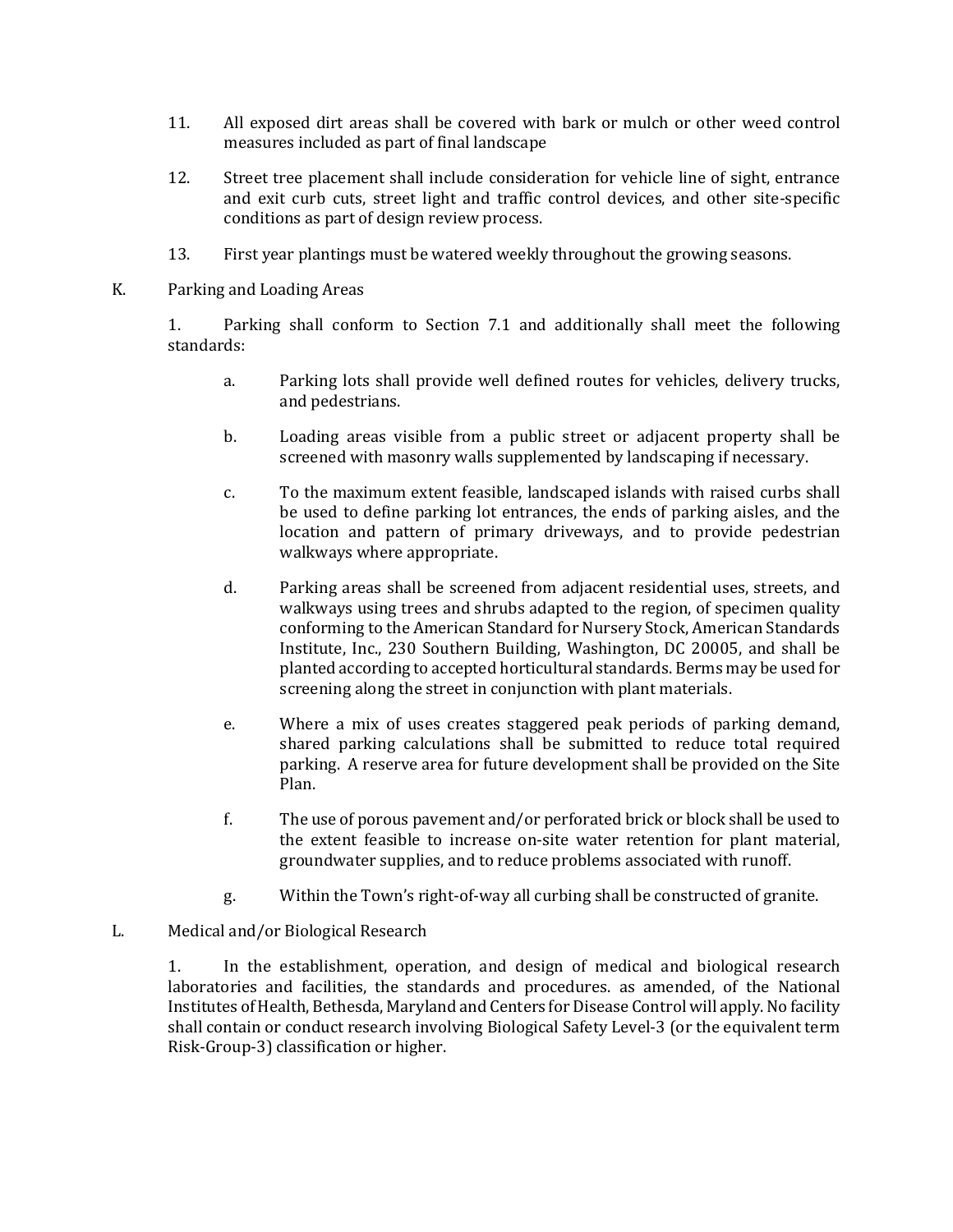11. All exposed dirt areas shall be covered with bark or mulch or other weed control measures included as part of final landscape

12. Street tree placement shall include consideration for vehicle line of sight, entrance and exit curb cuts, street light and traffic control devices, and other site-specific conditions as part of design review process.

13. First year plantings must be watered weekly throughout the growing seasons.

K. Parking and Loading Areas

1. Parking shall conform to Section 7.1 and additionally shall meet the following standards:

   a. Parking lots shall provide well defined routes for vehicles, delivery trucks, and pedestrians.

   b. Loading areas visible from a public street or adjacent property shall be screened with masonry walls supplemented by landscaping if necessary.

   c. To the maximum extent feasible, landscaped islands with raised curbs shall be used to define parking lot entrances, the ends of parking aisles, and the location and pattern of primary driveways, and to provide pedestrian walkways where appropriate.

   d. Parking areas shall be screened from adjacent residential uses, streets, and walkways using trees and shrubs adapted to the region, of specimen quality conforming to the American Standard for Nursery Stock, American Standards Institute, Inc., 230 Southern Building, Washington, DC 20005, and shall be planted according to accepted horticultural standards. Berms may be used for screening along the street in conjunction with plant materials.

   e. Where a mix of uses creates staggered peak periods of parking demand, shared parking calculations shall be submitted to reduce total required parking. A reserve area for future development shall be provided on the Site Plan.

   f. The use of porous pavement and/or perforated brick or block shall be used to the extent feasible to increase on-site water retention for plant material, groundwater supplies, and to reduce problems associated with runoff.

   g. Within the Town's right-of-way all curbing shall be constructed of granite.

L. Medical and/or Biological Research

1. In the establishment, operation, and design of medical and biological research laboratories and facilities, the standards and procedures. as amended, of the National Institutes of Health, Bethesda, Maryland and Centers for Disease Control will apply. No facility shall contain or conduct research involving Biological Safety Level-3 (or the equivalent term Risk-Group-3) classification or higher.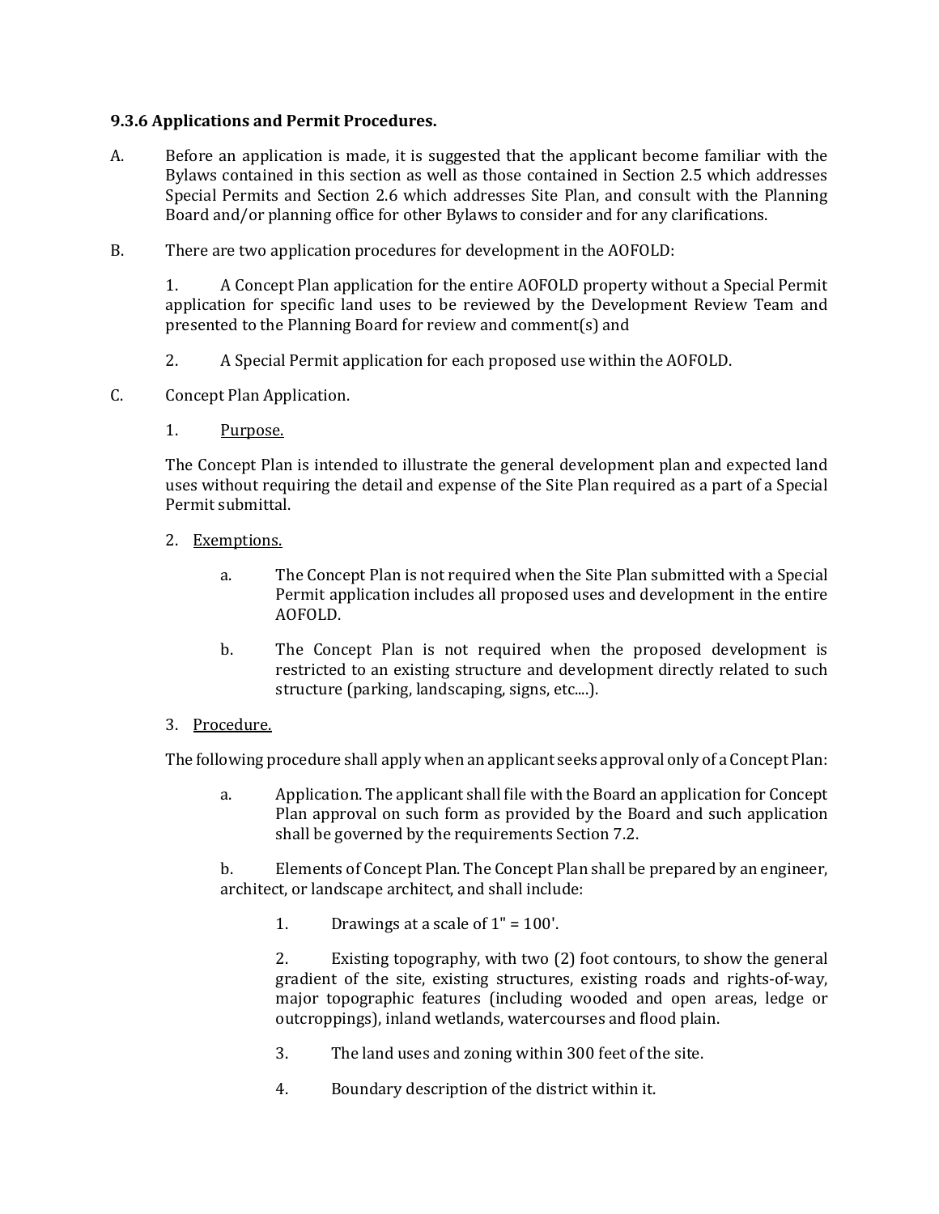**9.3.6 Applications and Permit Procedures.**

A. Before an application is made, it is suggested that the applicant become familiar with the Bylaws contained in this section as well as those contained in Section 2.5 which addresses Special Permits and Section 2.6 which addresses Site Plan, and consult with the Planning Board and/or planning office for other Bylaws to consider and for any clarifications.

B. There are two application procedures for development in the AOFOLD:

1. A Concept Plan application for the entire AOFOLD property without a Special Permit application for specific land uses to be reviewed by the Development Review Team and presented to the Planning Board for review and comment(s) and

2. A Special Permit application for each proposed use within the AOFOLD.

C. Concept Plan Application.

1. <u>Purpose.</u>

The Concept Plan is intended to illustrate the general development plan and expected land uses without requiring the detail and expense of the Site Plan required as a part of a Special Permit submittal.

2. <u>Exemptions.</u>

a. The Concept Plan is not required when the Site Plan submitted with a Special Permit application includes all proposed uses and development in the entire AOFOLD.

b. The Concept Plan is not required when the proposed development is restricted to an existing structure and development directly related to such structure (parking, landscaping, signs, etc....).

3. <u>Procedure.</u>

The following procedure shall apply when an applicant seeks approval only of a Concept Plan:

a. Application. The applicant shall file with the Board an application for Concept Plan approval on such form as provided by the Board and such application shall be governed by the requirements Section 7.2.

b. Elements of Concept Plan. The Concept Plan shall be prepared by an engineer, architect, or landscape architect, and shall include:

1. Drawings at a scale of 1" = 100'.

2. Existing topography, with two (2) foot contours, to show the general gradient of the site, existing structures, existing roads and rights-of-way, major topographic features (including wooded and open areas, ledge or outcroppings), inland wetlands, watercourses and flood plain.

3. The land uses and zoning within 300 feet of the site.

4. Boundary description of the district within it.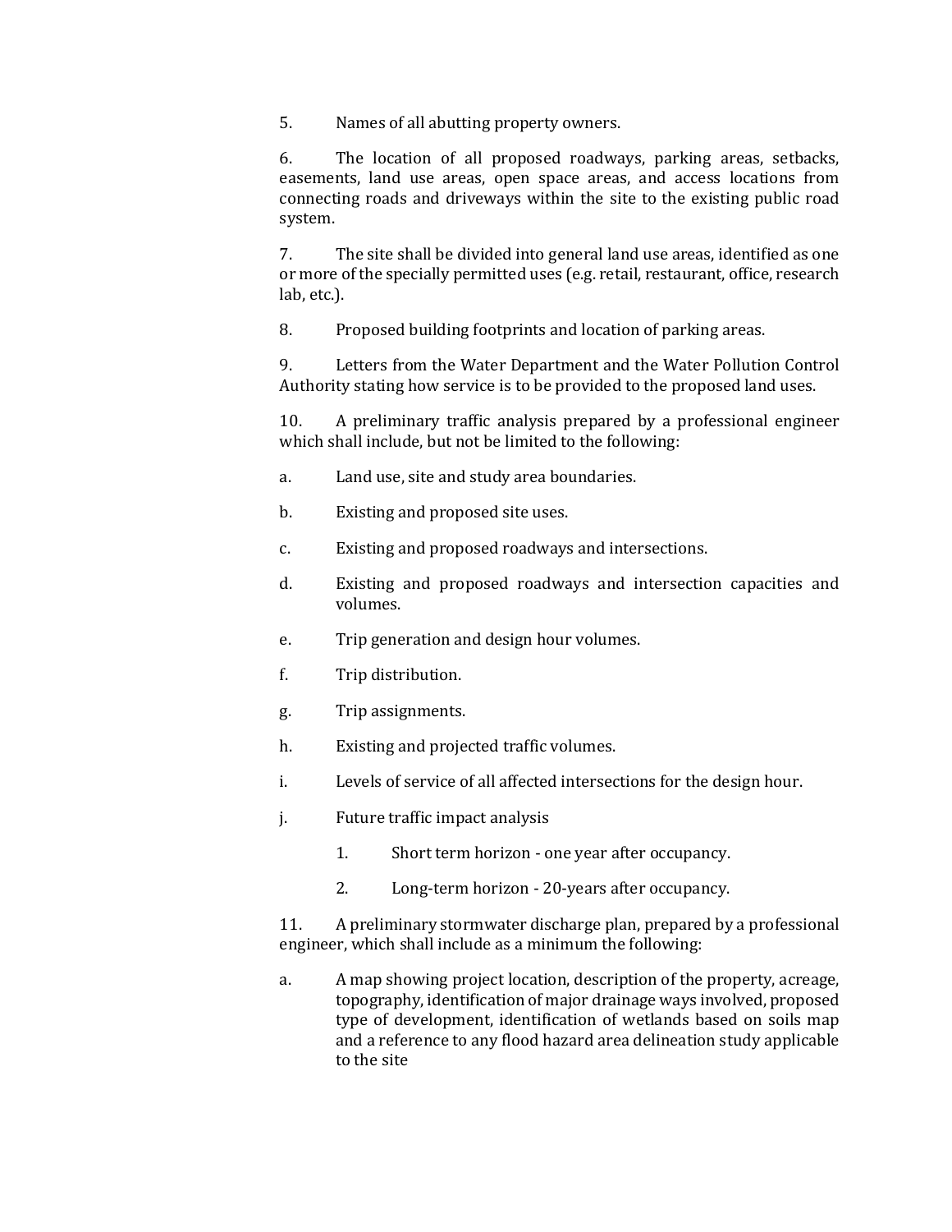5. Names of all abutting property owners.

6. The location of all proposed roadways, parking areas, setbacks, easements, land use areas, open space areas, and access locations from connecting roads and driveways within the site to the existing public road system.

7. The site shall be divided into general land use areas, identified as one or more of the specially permitted uses (e.g. retail, restaurant, office, research lab, etc.).

8. Proposed building footprints and location of parking areas.

9. Letters from the Water Department and the Water Pollution Control Authority stating how service is to be provided to the proposed land uses.

10. A preliminary traffic analysis prepared by a professional engineer which shall include, but not be limited to the following:

a. Land use, site and study area boundaries.

b. Existing and proposed site uses.

c. Existing and proposed roadways and intersections.

d. Existing and proposed roadways and intersection capacities and volumes.

e. Trip generation and design hour volumes.

f. Trip distribution.

g. Trip assignments.

h. Existing and projected traffic volumes.

i. Levels of service of all affected intersections for the design hour.

j. Future traffic impact analysis

   1. Short term horizon - one year after occupancy.

   2. Long-term horizon - 20-years after occupancy.

11. A preliminary stormwater discharge plan, prepared by a professional engineer, which shall include as a minimum the following:

a. A map showing project location, description of the property, acreage, topography, identification of major drainage ways involved, proposed type of development, identification of wetlands based on soils map and a reference to any flood hazard area delineation study applicable to the site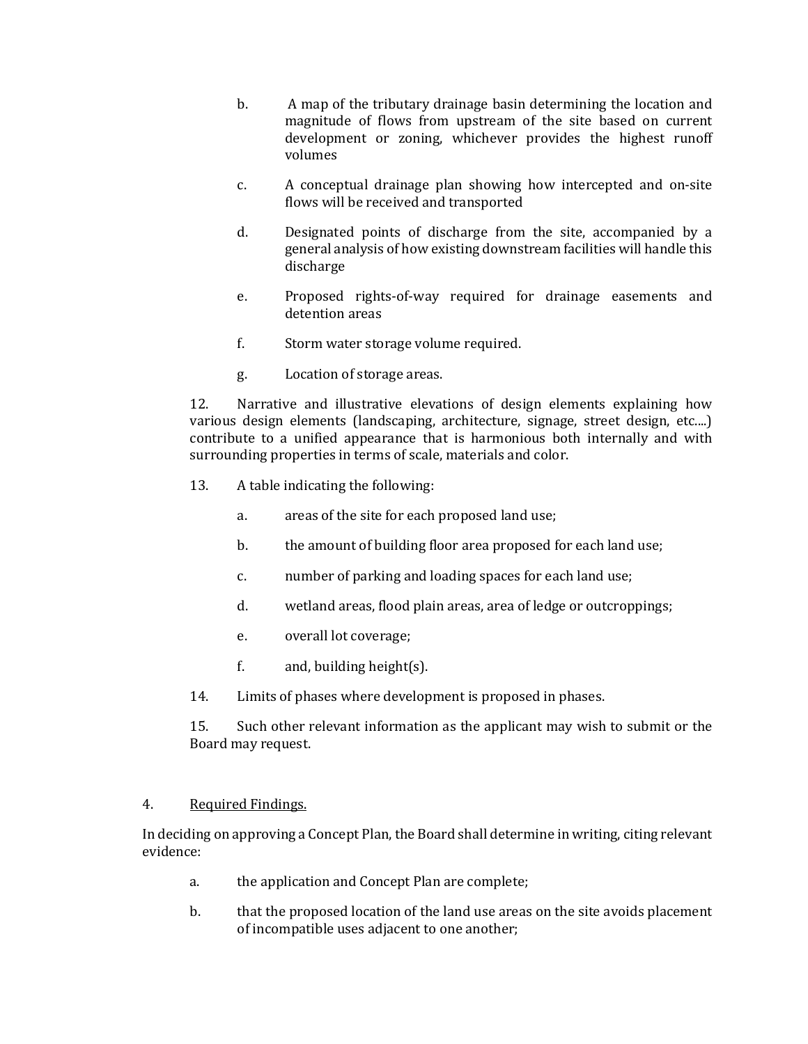b. A map of the tributary drainage basin determining the location and magnitude of flows from upstream of the site based on current development or zoning, whichever provides the highest runoff volumes

c. A conceptual drainage plan showing how intercepted and on-site flows will be received and transported

d. Designated points of discharge from the site, accompanied by a general analysis of how existing downstream facilities will handle this discharge

e. Proposed rights-of-way required for drainage easements and detention areas

f. Storm water storage volume required.

g. Location of storage areas.

12. Narrative and illustrative elevations of design elements explaining how various design elements (landscaping, architecture, signage, street design, etc....) contribute to a unified appearance that is harmonious both internally and with surrounding properties in terms of scale, materials and color.

13. A table indicating the following:

a. areas of the site for each proposed land use;

b. the amount of building floor area proposed for each land use;

c. number of parking and loading spaces for each land use;

d. wetland areas, flood plain areas, area of ledge or outcroppings;

e. overall lot coverage;

f. and, building height(s).

14. Limits of phases where development is proposed in phases.

15. Such other relevant information as the applicant may wish to submit or the Board may request.

4. Required Findings.

In deciding on approving a Concept Plan, the Board shall determine in writing, citing relevant evidence:

a. the application and Concept Plan are complete;

b. that the proposed location of the land use areas on the site avoids placement of incompatible uses adjacent to one another;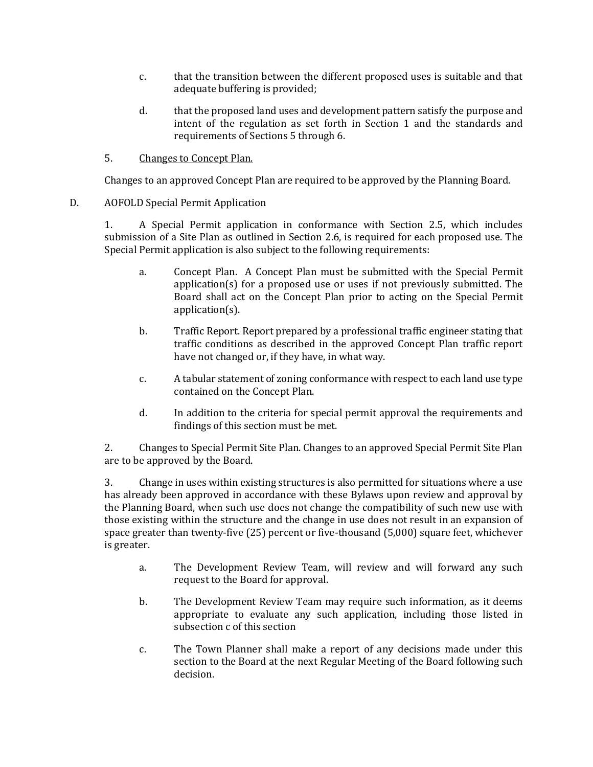c. that the transition between the different proposed uses is suitable and that adequate buffering is provided;

d. that the proposed land uses and development pattern satisfy the purpose and intent of the regulation as set forth in Section 1 and the standards and requirements of Sections 5 through 6.

5. <u>Changes to Concept Plan.</u>

Changes to an approved Concept Plan are required to be approved by the Planning Board.

D. AOFOLD Special Permit Application

1. A Special Permit application in conformance with Section 2.5, which includes submission of a Site Plan as outlined in Section 2.6, is required for each proposed use. The Special Permit application is also subject to the following requirements:

a. Concept Plan. A Concept Plan must be submitted with the Special Permit application(s) for a proposed use or uses if not previously submitted. The Board shall act on the Concept Plan prior to acting on the Special Permit application(s).

b. Traffic Report. Report prepared by a professional traffic engineer stating that traffic conditions as described in the approved Concept Plan traffic report have not changed or, if they have, in what way.

c. A tabular statement of zoning conformance with respect to each land use type contained on the Concept Plan.

d. In addition to the criteria for special permit approval the requirements and findings of this section must be met.

2. Changes to Special Permit Site Plan. Changes to an approved Special Permit Site Plan are to be approved by the Board.

3. Change in uses within existing structures is also permitted for situations where a use has already been approved in accordance with these Bylaws upon review and approval by the Planning Board, when such use does not change the compatibility of such new use with those existing within the structure and the change in use does not result in an expansion of space greater than twenty-five (25) percent or five-thousand (5,000) square feet, whichever is greater.

a. The Development Review Team, will review and will forward any such request to the Board for approval.

b. The Development Review Team may require such information, as it deems appropriate to evaluate any such application, including those listed in subsection c of this section

c. The Town Planner shall make a report of any decisions made under this section to the Board at the next Regular Meeting of the Board following such decision.